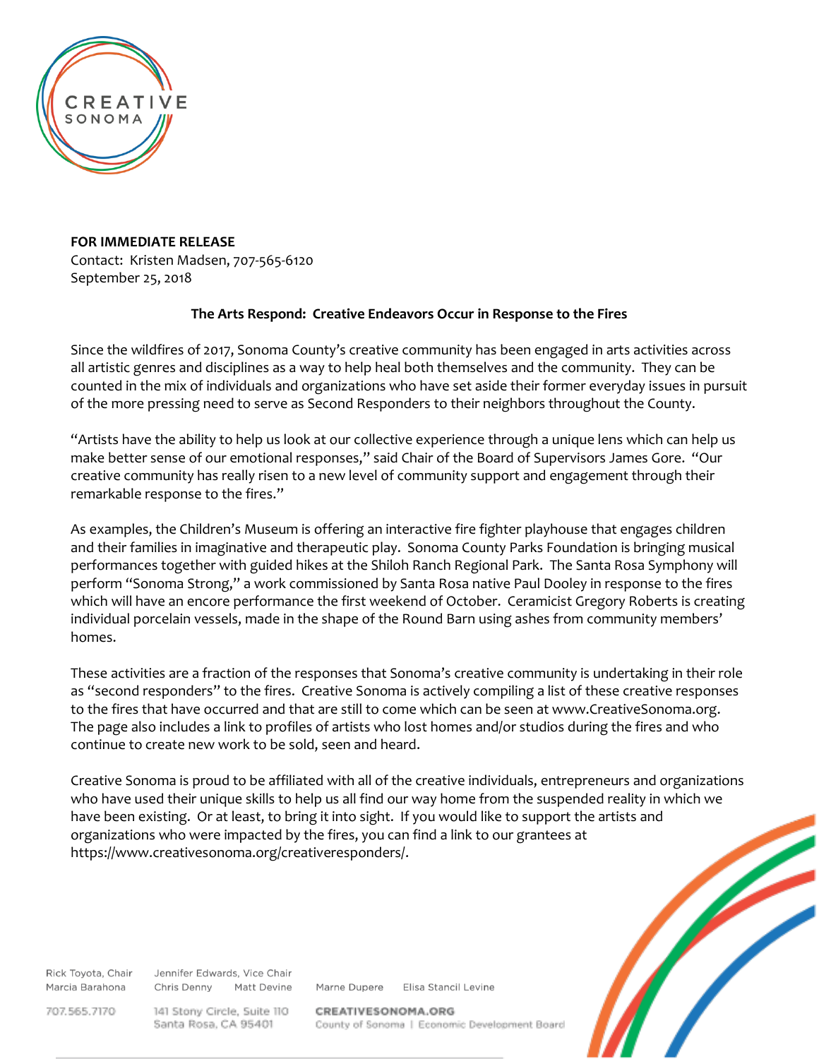CREATIVE SONOMA

**FOR IMMEDIATE RELEASE**
Contact: Kristen Madsen, 707-565-6120
September 25, 2018

**The Arts Respond: Creative Endeavors Occur in Response to the Fires**

Since the wildfires of 2017, Sonoma County's creative community has been engaged in arts activities across all artistic genres and disciplines as a way to help heal both themselves and the community. They can be counted in the mix of individuals and organizations who have set aside their former everyday issues in pursuit of the more pressing need to serve as Second Responders to their neighbors throughout the County.

"Artists have the ability to help us look at our collective experience through a unique lens which can help us make better sense of our emotional responses," said Chair of the Board of Supervisors James Gore. "Our creative community has really risen to a new level of community support and engagement through their remarkable response to the fires."

As examples, the Children's Museum is offering an interactive fire fighter playhouse that engages children and their families in imaginative and therapeutic play. Sonoma County Parks Foundation is bringing musical performances together with guided hikes at the Shiloh Ranch Regional Park. The Santa Rosa Symphony will perform "Sonoma Strong," a work commissioned by Santa Rosa native Paul Dooley in response to the fires which will have an encore performance the first weekend of October. Ceramicist Gregory Roberts is creating individual porcelain vessels, made in the shape of the Round Barn using ashes from community members' homes.

These activities are a fraction of the responses that Sonoma's creative community is undertaking in their role as "second responders" to the fires. Creative Sonoma is actively compiling a list of these creative responses to the fires that have occurred and that are still to come which can be seen at www.CreativeSonoma.org. The page also includes a link to profiles of artists who lost homes and/or studios during the fires and who continue to create new work to be sold, seen and heard.

Creative Sonoma is proud to be affiliated with all of the creative individuals, entrepreneurs and organizations who have used their unique skills to help us all find our way home from the suspended reality in which we have been existing. Or at least, to bring it into sight. If you would like to support the artists and organizations who were impacted by the fires, you can find a link to our grantees at https://www.creativesonoma.org/creativeresponders/.

Rick Toyota, Chair
Marcia Barahona
Jennifer Edwards, Vice Chair
Chris Denny
Matt Devine
Marne Dupere
Elisa Stancil Levine

707.565.7170
141 Stony Circle, Suite 110
Santa Rosa, CA 95401
CREATIVESONOMA.ORG
County of Sonoma | Economic Development Board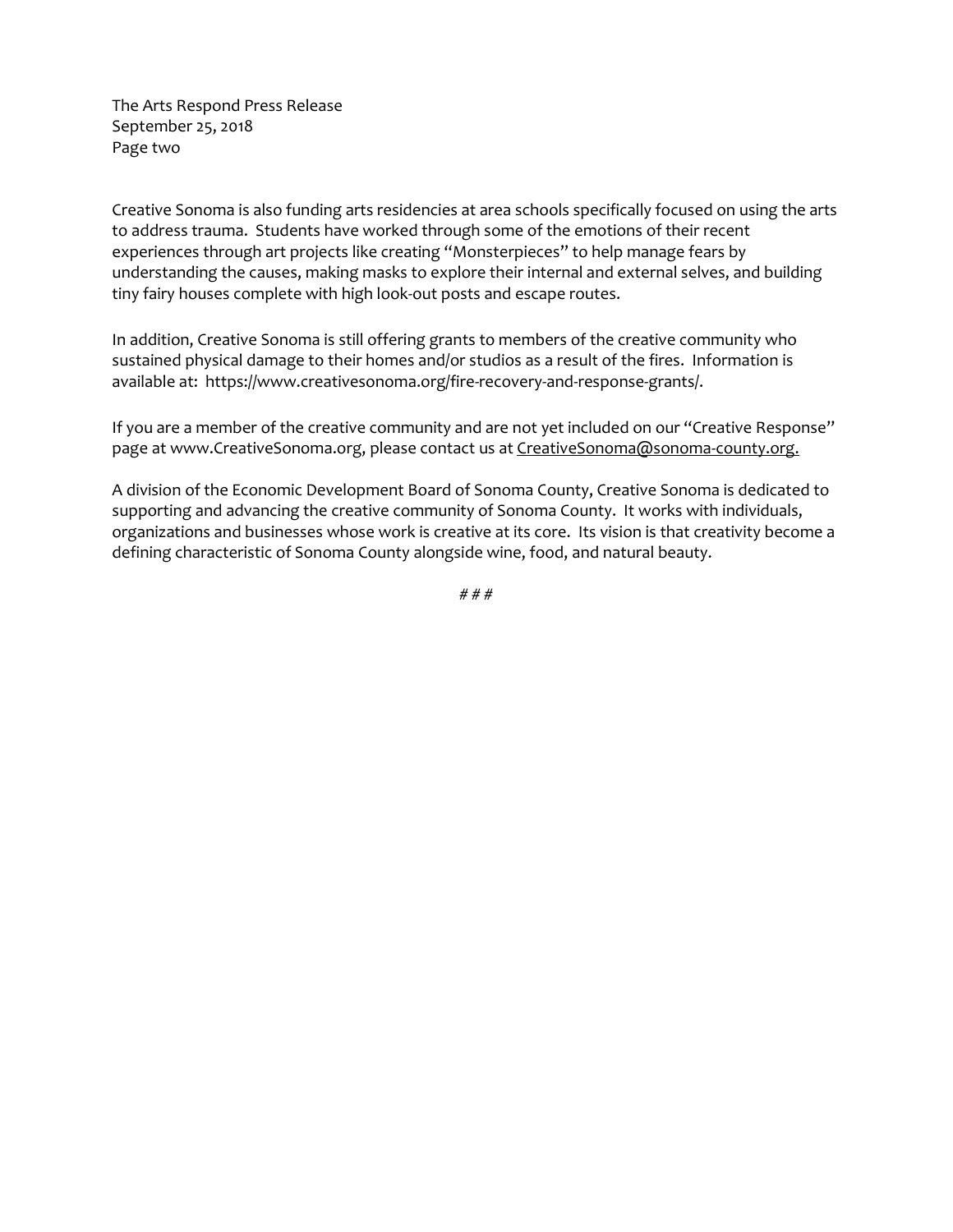Creative Sonoma is also funding arts residencies at area schools specifically focused on using the arts to address trauma. Students have worked through some of the emotions of their recent experiences through art projects like creating "Monsterpieces" to help manage fears by understanding the causes, making masks to explore their internal and external selves, and building tiny fairy houses complete with high look-out posts and escape routes.

In addition, Creative Sonoma is still offering grants to members of the creative community who sustained physical damage to their homes and/or studios as a result of the fires. Information is available at: https://www.creativesonoma.org/fire-recovery-and-response-grants/.

If you are a member of the creative community and are not yet included on our "Creative Response" page at www.CreativeSonoma.org, please contact us at CreativeSonoma@sonoma-county.org.

A division of the Economic Development Board of Sonoma County, Creative Sonoma is dedicated to supporting and advancing the creative community of Sonoma County. It works with individuals, organizations and businesses whose work is creative at its core. Its vision is that creativity become a defining characteristic of Sonoma County alongside wine, food, and natural beauty.

# # #